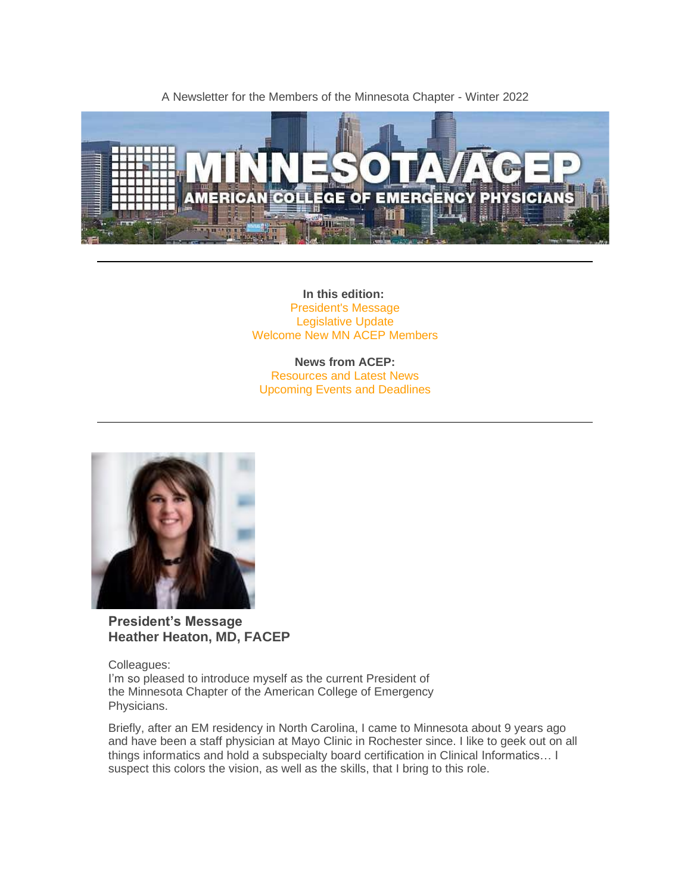A Newsletter for the Members of the Minnesota Chapter - Winter 2022

MINNESOTA/ACEP

AMERICAN COLLEGE OF EMERGENCY PHYSICIANS

---

**In this edition:**
President's Message
Legislative Update
Welcome New MN ACEP Members

**News from ACEP:**
Resources and Latest News
Upcoming Events and Deadlines

---

### President's Message
### Heather Heaton, MD, FACEP

Colleagues:
I'm so pleased to introduce myself as the current President of the Minnesota Chapter of the American College of Emergency Physicians.

Briefly, after an EM residency in North Carolina, I came to Minnesota about 9 years ago and have been a staff physician at Mayo Clinic in Rochester since. I like to geek out on all things informatics and hold a subspecialty board certification in Clinical Informatics… I suspect this colors the vision, as well as the skills, that I bring to this role.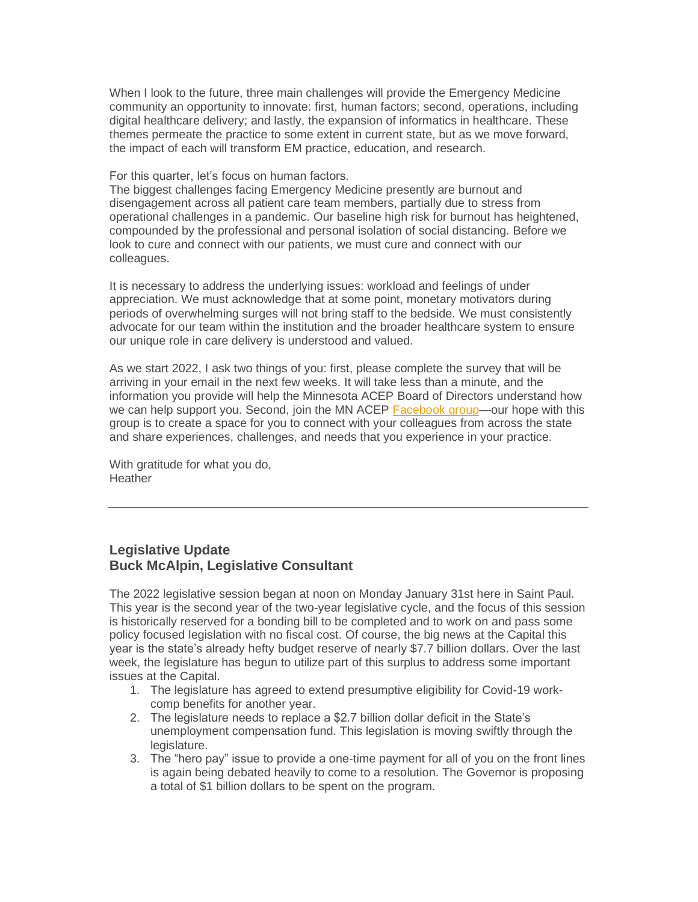When I look to the future, three main challenges will provide the Emergency Medicine community an opportunity to innovate: first, human factors; second, operations, including digital healthcare delivery; and lastly, the expansion of informatics in healthcare. These themes permeate the practice to some extent in current state, but as we move forward, the impact of each will transform EM practice, education, and research.

For this quarter, let's focus on human factors.
The biggest challenges facing Emergency Medicine presently are burnout and disengagement across all patient care team members, partially due to stress from operational challenges in a pandemic. Our baseline high risk for burnout has heightened, compounded by the professional and personal isolation of social distancing. Before we look to cure and connect with our patients, we must cure and connect with our colleagues.

It is necessary to address the underlying issues: workload and feelings of under appreciation. We must acknowledge that at some point, monetary motivators during periods of overwhelming surges will not bring staff to the bedside. We must consistently advocate for our team within the institution and the broader healthcare system to ensure our unique role in care delivery is understood and valued.

As we start 2022, I ask two things of you: first, please complete the survey that will be arriving in your email in the next few weeks. It will take less than a minute, and the information you provide will help the Minnesota ACEP Board of Directors understand how we can help support you. Second, join the MN ACEP Facebook group—our hope with this group is to create a space for you to connect with your colleagues from across the state and share experiences, challenges, and needs that you experience in your practice.

With gratitude for what you do,
Heather

---

## Legislative Update
## Buck McAlpin, Legislative Consultant

The 2022 legislative session began at noon on Monday January 31st here in Saint Paul. This year is the second year of the two-year legislative cycle, and the focus of this session is historically reserved for a bonding bill to be completed and to work on and pass some policy focused legislation with no fiscal cost. Of course, the big news at the Capital this year is the state's already hefty budget reserve of nearly $7.7 billion dollars. Over the last week, the legislature has begun to utilize part of this surplus to address some important issues at the Capital.

1. The legislature has agreed to extend presumptive eligibility for Covid-19 work-comp benefits for another year.
2. The legislature needs to replace a $2.7 billion dollar deficit in the State's unemployment compensation fund. This legislation is moving swiftly through the legislature.
3. The "hero pay" issue to provide a one-time payment for all of you on the front lines is again being debated heavily to come to a resolution. The Governor is proposing a total of $1 billion dollars to be spent on the program.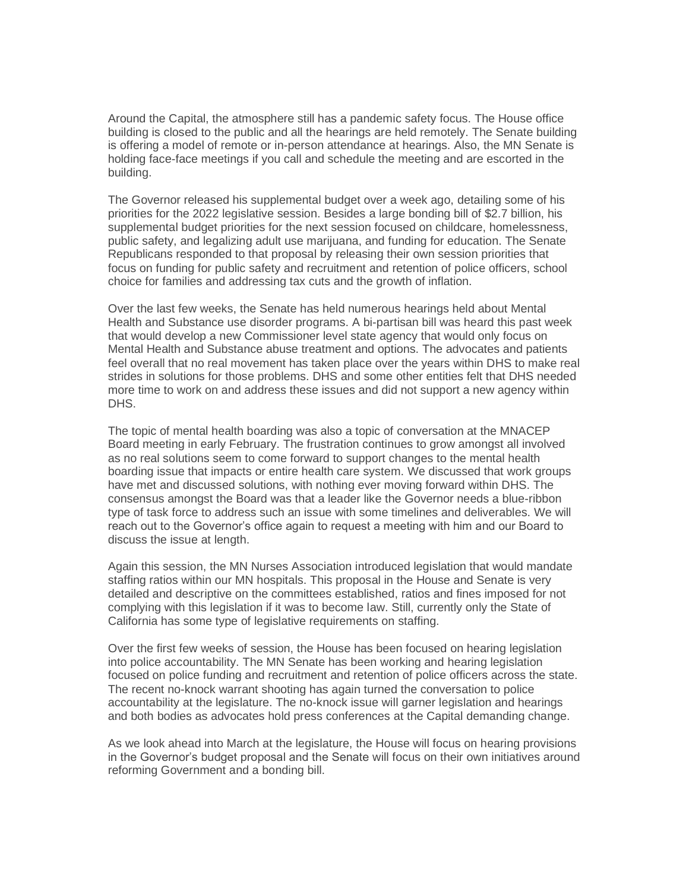Around the Capital, the atmosphere still has a pandemic safety focus. The House office building is closed to the public and all the hearings are held remotely. The Senate building is offering a model of remote or in-person attendance at hearings. Also, the MN Senate is holding face-face meetings if you call and schedule the meeting and are escorted in the building.

The Governor released his supplemental budget over a week ago, detailing some of his priorities for the 2022 legislative session. Besides a large bonding bill of $2.7 billion, his supplemental budget priorities for the next session focused on childcare, homelessness, public safety, and legalizing adult use marijuana, and funding for education. The Senate Republicans responded to that proposal by releasing their own session priorities that focus on funding for public safety and recruitment and retention of police officers, school choice for families and addressing tax cuts and the growth of inflation.

Over the last few weeks, the Senate has held numerous hearings held about Mental Health and Substance use disorder programs. A bi-partisan bill was heard this past week that would develop a new Commissioner level state agency that would only focus on Mental Health and Substance abuse treatment and options. The advocates and patients feel overall that no real movement has taken place over the years within DHS to make real strides in solutions for those problems. DHS and some other entities felt that DHS needed more time to work on and address these issues and did not support a new agency within DHS.

The topic of mental health boarding was also a topic of conversation at the MNACEP Board meeting in early February. The frustration continues to grow amongst all involved as no real solutions seem to come forward to support changes to the mental health boarding issue that impacts or entire health care system. We discussed that work groups have met and discussed solutions, with nothing ever moving forward within DHS. The consensus amongst the Board was that a leader like the Governor needs a blue-ribbon type of task force to address such an issue with some timelines and deliverables. We will reach out to the Governor's office again to request a meeting with him and our Board to discuss the issue at length.

Again this session, the MN Nurses Association introduced legislation that would mandate staffing ratios within our MN hospitals. This proposal in the House and Senate is very detailed and descriptive on the committees established, ratios and fines imposed for not complying with this legislation if it was to become law. Still, currently only the State of California has some type of legislative requirements on staffing.

Over the first few weeks of session, the House has been focused on hearing legislation into police accountability. The MN Senate has been working and hearing legislation focused on police funding and recruitment and retention of police officers across the state. The recent no-knock warrant shooting has again turned the conversation to police accountability at the legislature. The no-knock issue will garner legislation and hearings and both bodies as advocates hold press conferences at the Capital demanding change.

As we look ahead into March at the legislature, the House will focus on hearing provisions in the Governor's budget proposal and the Senate will focus on their own initiatives around reforming Government and a bonding bill.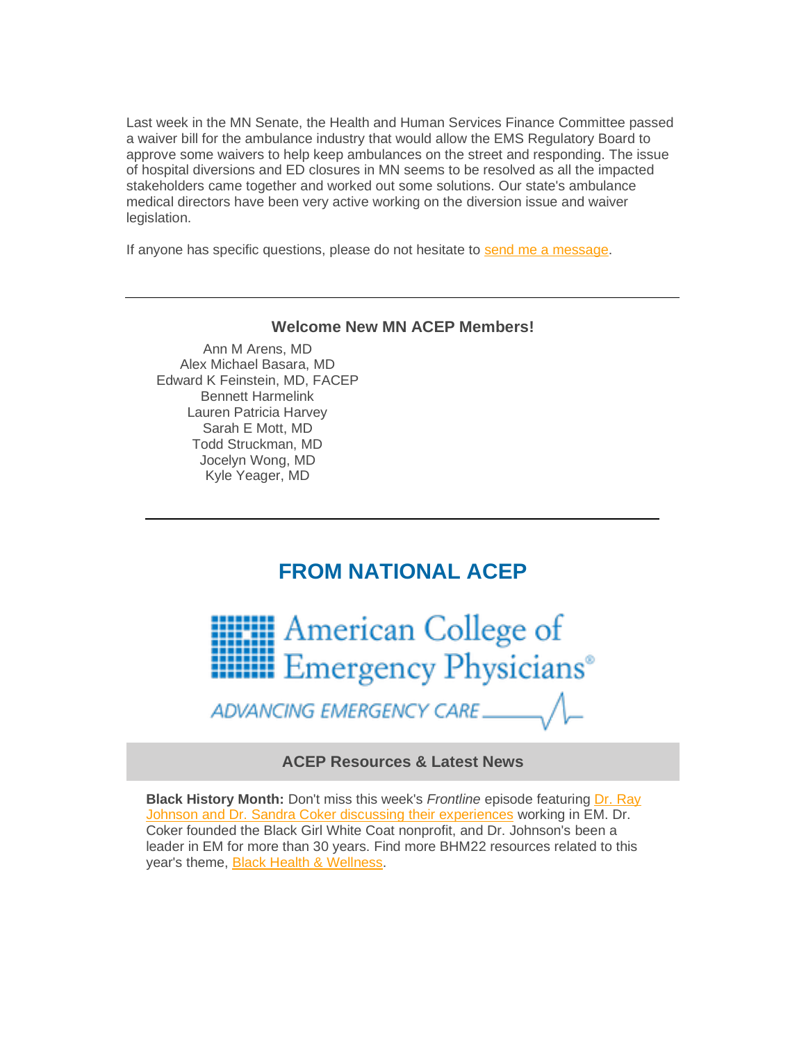Last week in the MN Senate, the Health and Human Services Finance Committee passed a waiver bill for the ambulance industry that would allow the EMS Regulatory Board to approve some waivers to help keep ambulances on the street and responding. The issue of hospital diversions and ED closures in MN seems to be resolved as all the impacted stakeholders came together and worked out some solutions. Our state's ambulance medical directors have been very active working on the diversion issue and waiver legislation.

If anyone has specific questions, please do not hesitate to send me a message.

---

### Welcome New MN ACEP Members!

Ann M Arens, MD
Alex Michael Basara, MD
Edward K Feinstein, MD, FACEP
Bennett Harmelink
Lauren Patricia Harvey
Sarah E Mott, MD
Todd Struckman, MD
Jocelyn Wong, MD
Kyle Yeager, MD

---

## FROM NATIONAL ACEP

American College of Emergency Physicians®
ADVANCING EMERGENCY CARE

### ACEP Resources & Latest News

**Black History Month:** Don't miss this week's *Frontline* episode featuring Dr. Ray Johnson and Dr. Sandra Coker discussing their experiences working in EM. Dr. Coker founded the Black Girl White Coat nonprofit, and Dr. Johnson's been a leader in EM for more than 30 years. Find more BHM22 resources related to this year's theme, Black Health & Wellness.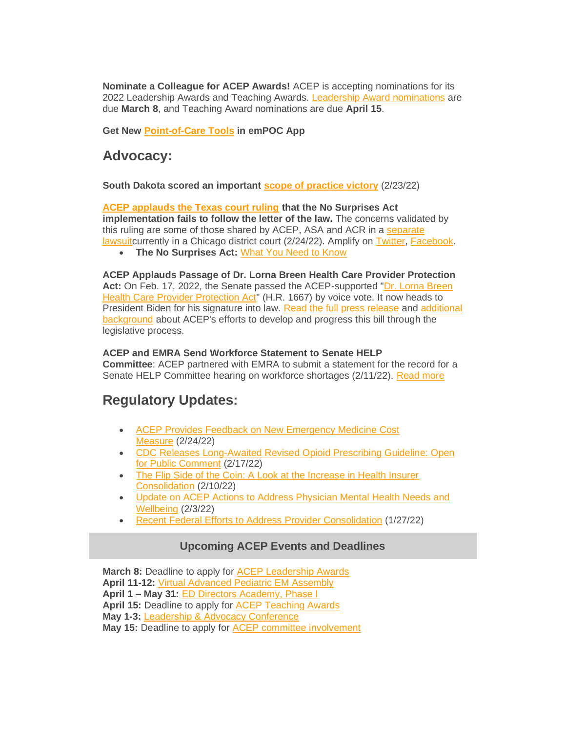**Nominate a Colleague for ACEP Awards!** ACEP is accepting nominations for its 2022 Leadership Awards and Teaching Awards. Leadership Award nominations are due **March 8**, and Teaching Award nominations are due **April 15**.

**Get New Point-of-Care Tools in emPOC App**

## Advocacy:

**South Dakota scored an important scope of practice victory** (2/23/22)

**ACEP applauds the Texas court ruling that the No Surprises Act implementation fails to follow the letter of the law.** The concerns validated by this ruling are some of those shared by ACEP, ASA and ACR in a separate lawsuitcurrently in a Chicago district court (2/24/22). Amplify on Twitter, Facebook.

- **The No Surprises Act:** What You Need to Know

**ACEP Applauds Passage of Dr. Lorna Breen Health Care Provider Protection Act:** On Feb. 17, 2022, the Senate passed the ACEP-supported "Dr. Lorna Breen Health Care Provider Protection Act" (H.R. 1667) by voice vote. It now heads to President Biden for his signature into law. Read the full press release and additional background about ACEP's efforts to develop and progress this bill through the legislative process.

**ACEP and EMRA Send Workforce Statement to Senate HELP Committee**: ACEP partnered with EMRA to submit a statement for the record for a Senate HELP Committee hearing on workforce shortages (2/11/22). Read more

## Regulatory Updates:

- ACEP Provides Feedback on New Emergency Medicine Cost Measure (2/24/22)
- CDC Releases Long-Awaited Revised Opioid Prescribing Guideline: Open for Public Comment (2/17/22)
- The Flip Side of the Coin: A Look at the Increase in Health Insurer Consolidation (2/10/22)
- Update on ACEP Actions to Address Physician Mental Health Needs and Wellbeing (2/3/22)
- Recent Federal Efforts to Address Provider Consolidation (1/27/22)

### Upcoming ACEP Events and Deadlines

**March 8:** Deadline to apply for ACEP Leadership Awards
**April 11-12:** Virtual Advanced Pediatric EM Assembly
**April 1 – May 31:** ED Directors Academy, Phase I
**April 15:** Deadline to apply for ACEP Teaching Awards
**May 1-3:** Leadership & Advocacy Conference
**May 15:** Deadline to apply for ACEP committee involvement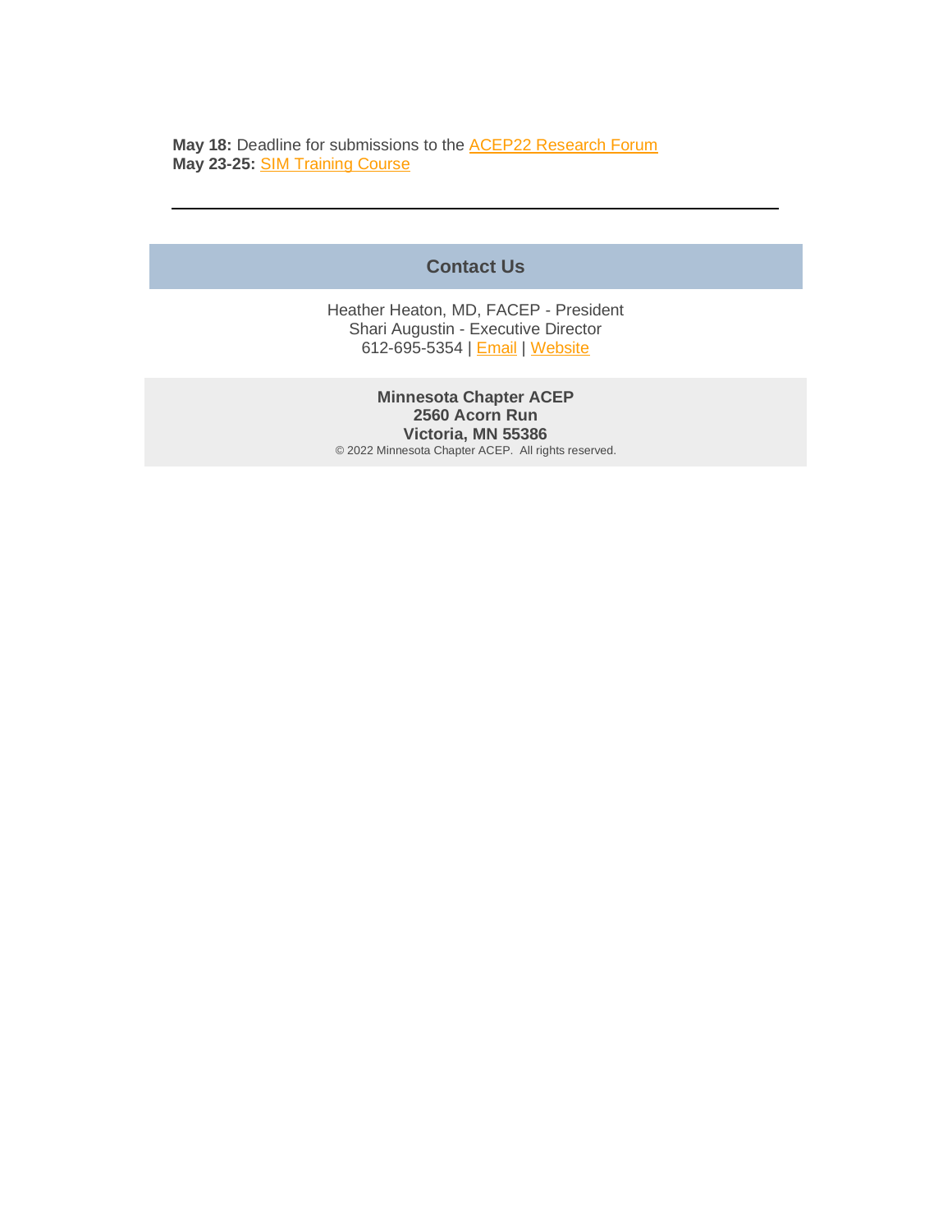**May 18:** Deadline for submissions to the ACEP22 Research Forum
**May 23-25:** SIM Training Course

---

## Contact Us

Heather Heaton, MD, FACEP - President
Shari Augustin - Executive Director
612-695-5354 | Email | Website

**Minnesota Chapter ACEP**
**2560 Acorn Run**
**Victoria, MN 55386**
© 2022 Minnesota Chapter ACEP. All rights reserved.